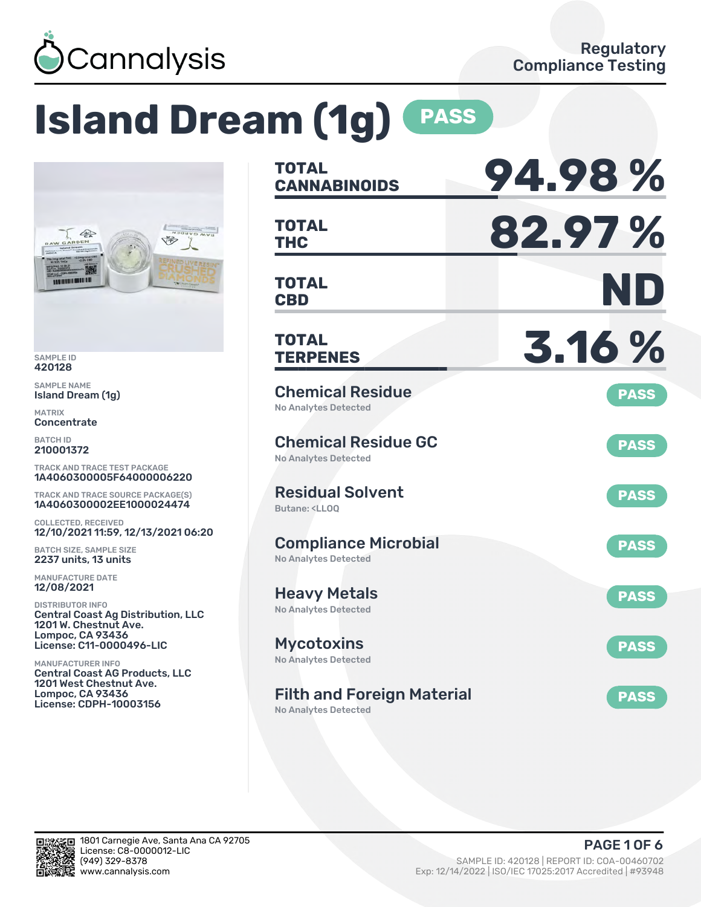Cannalysis

Regulatory Compliance Testing

# Island Dream (1g) PASS

SAMPLE ID
420128

SAMPLE NAME
Island Dream (1g)

MATRIX
Concentrate

BATCH ID
210001372

TRACK AND TRACE TEST PACKAGE
1A4060300005F64000006220

TRACK AND TRACE SOURCE PACKAGE(S)
1A4060300002EE1000024474

COLLECTED, RECEIVED
12/10/2021 11:59, 12/13/2021 06:20

BATCH SIZE, SAMPLE SIZE
2237 units, 13 units

MANUFACTURE DATE
12/08/2021

DISTRIBUTOR INFO
Central Coast Ag Distribution, LLC
1201 W. Chestnut Ave.
Lompoc, CA 93436
License: C11-0000496-LIC

MANUFACTURER INFO
Central Coast AG Products, LLC
1201 West Chestnut Ave.
Lompoc, CA 93436
License: CDPH-10003156

| | |
|---|---|
| **TOTAL CANNABINOIDS** | **94.98 %** |
| **TOTAL THC** | **82.97 %** |
| **TOTAL CBD** | **ND** |
| **TOTAL TERPENES** | **3.16 %** |

| Test | Result | Status |
|---|---|---|
| Chemical Residue | No Analytes Detected | PASS |
| Chemical Residue GC | No Analytes Detected | PASS |
| Residual Solvent | Butane: <LLOQ | PASS |
| Compliance Microbial | No Analytes Detected | PASS |
| Heavy Metals | No Analytes Detected | PASS |
| Mycotoxins | No Analytes Detected | PASS |
| Filth and Foreign Material | No Analytes Detected | PASS |

1801 Carnegie Ave, Santa Ana CA 92705
License: C8-0000012-LIC
(949) 329-8378
www.cannalysis.com

SAMPLE ID: 420128 | REPORT ID: COA-00460702
Exp: 12/14/2022 | ISO/IEC 17025:2017 Accredited | #93948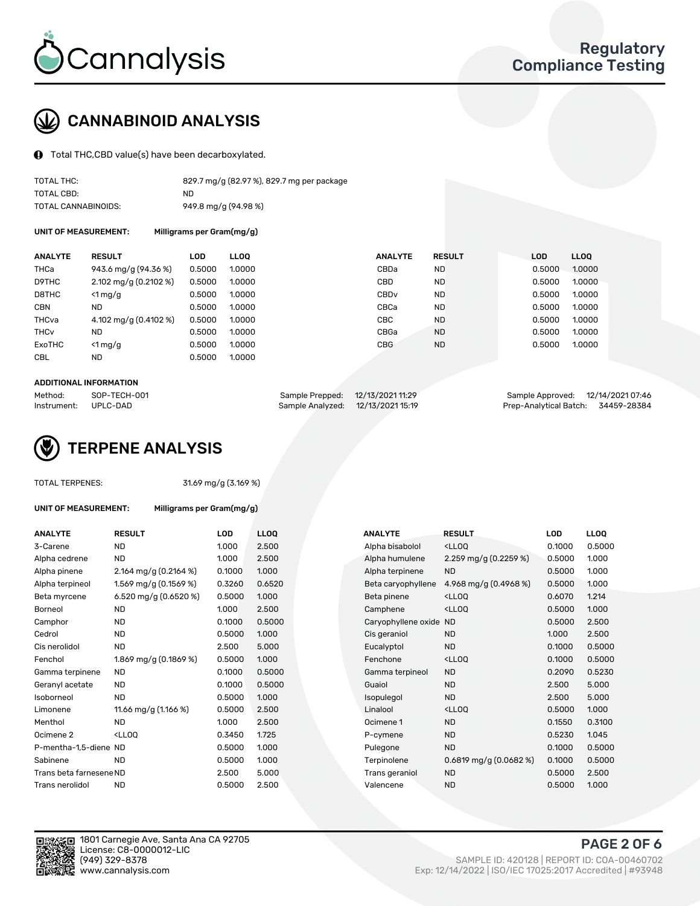# Cannalysis

**Regulatory Compliance Testing**

## CANNABINOID ANALYSIS

Total THC,CBD value(s) have been decarboxylated.

| | |
|---|---|
| TOTAL THC: | 829.7 mg/g (82.97 %), 829.7 mg per package |
| TOTAL CBD: | ND |
| TOTAL CANNABINOIDS: | 949.8 mg/g (94.98 %) |

**UNIT OF MEASUREMENT:** Milligrams per Gram(mg/g)

| ANALYTE | RESULT | LOD | LLOQ | ANALYTE | RESULT | LOD | LLOQ |
|---|---|---|---|---|---|---|---|
| THCa | 943.6 mg/g (94.36 %) | 0.5000 | 1.0000 | CBDa | ND | 0.5000 | 1.0000 |
| D9THC | 2.102 mg/g (0.2102 %) | 0.5000 | 1.0000 | CBD | ND | 0.5000 | 1.0000 |
| D8THC | <1 mg/g | 0.5000 | 1.0000 | CBDv | ND | 0.5000 | 1.0000 |
| CBN | ND | 0.5000 | 1.0000 | CBCa | ND | 0.5000 | 1.0000 |
| THCva | 4.102 mg/g (0.4102 %) | 0.5000 | 1.0000 | CBC | ND | 0.5000 | 1.0000 |
| THCv | ND | 0.5000 | 1.0000 | CBGa | ND | 0.5000 | 1.0000 |
| ExoTHC | <1 mg/g | 0.5000 | 1.0000 | CBG | ND | 0.5000 | 1.0000 |
| CBL | ND | 0.5000 | 1.0000 | | | | |

**ADDITIONAL INFORMATION**

| | | | | | |
|---|---|---|---|---|---|
| Method: | SOP-TECH-001 | Sample Prepped: | 12/13/2021 11:29 | Sample Approved: | 12/14/2021 07:46 |
| Instrument: | UPLC-DAD | Sample Analyzed: | 12/13/2021 15:19 | Prep-Analytical Batch: | 34459-28384 |

## TERPENE ANALYSIS

| | |
|---|---|
| TOTAL TERPENES: | 31.69 mg/g (3.169 %) |

**UNIT OF MEASUREMENT:** Milligrams per Gram(mg/g)

| ANALYTE | RESULT | LOD | LLOQ | ANALYTE | RESULT | LOD | LLOQ |
|---|---|---|---|---|---|---|---|
| 3-Carene | ND | 1.000 | 2.500 | Alpha bisabolol | <LLOQ | 0.1000 | 0.5000 |
| Alpha cedrene | ND | 1.000 | 2.500 | Alpha humulene | 2.259 mg/g (0.2259 %) | 0.5000 | 1.000 |
| Alpha pinene | 2.164 mg/g (0.2164 %) | 0.1000 | 1.000 | Alpha terpinene | ND | 0.5000 | 1.000 |
| Alpha terpineol | 1.569 mg/g (0.1569 %) | 0.3260 | 0.6520 | Beta caryophyllene | 4.968 mg/g (0.4968 %) | 0.5000 | 1.000 |
| Beta myrcene | 6.520 mg/g (0.6520 %) | 0.5000 | 1.000 | Beta pinene | <LLOQ | 0.6070 | 1.214 |
| Borneol | ND | 1.000 | 2.500 | Camphene | <LLOQ | 0.5000 | 1.000 |
| Camphor | ND | 0.1000 | 0.5000 | Caryophyllene oxide | ND | 0.5000 | 2.500 |
| Cedrol | ND | 0.5000 | 1.000 | Cis geraniol | ND | 1.000 | 2.500 |
| Cis nerolidol | ND | 2.500 | 5.000 | Eucalyptol | ND | 0.1000 | 0.5000 |
| Fenchol | 1.869 mg/g (0.1869 %) | 0.5000 | 1.000 | Fenchone | <LLOQ | 0.1000 | 0.5000 |
| Gamma terpinene | ND | 0.1000 | 0.5000 | Gamma terpineol | ND | 0.2090 | 0.5230 |
| Geranyl acetate | ND | 0.1000 | 0.5000 | Guaiol | ND | 2.500 | 5.000 |
| Isoborneol | ND | 0.5000 | 1.000 | Isopulegol | ND | 2.500 | 5.000 |
| Limonene | 11.66 mg/g (1.166 %) | 0.5000 | 2.500 | Linalool | <LLOQ | 0.5000 | 1.000 |
| Menthol | ND | 1.000 | 2.500 | Ocimene 1 | ND | 0.1550 | 0.3100 |
| Ocimene 2 | <LLOQ | 0.3450 | 1.725 | P-cymene | ND | 0.5230 | 1.045 |
| P-mentha-1,5-diene | ND | 0.5000 | 1.000 | Pulegone | ND | 0.1000 | 0.5000 |
| Sabinene | ND | 0.5000 | 1.000 | Terpinolene | 0.6819 mg/g (0.0682 %) | 0.1000 | 0.5000 |
| Trans beta farnesene | ND | 2.500 | 5.000 | Trans geraniol | ND | 0.5000 | 2.500 |
| Trans nerolidol | ND | 0.5000 | 2.500 | Valencene | ND | 0.5000 | 1.000 |

1801 Carnegie Ave, Santa Ana CA 92705
License: C8-0000012-LIC
(949) 329-8378
www.cannalysis.com

SAMPLE ID: 420128 | REPORT ID: COA-00460702
Exp: 12/14/2022 | ISO/IEC 17025:2017 Accredited | #93948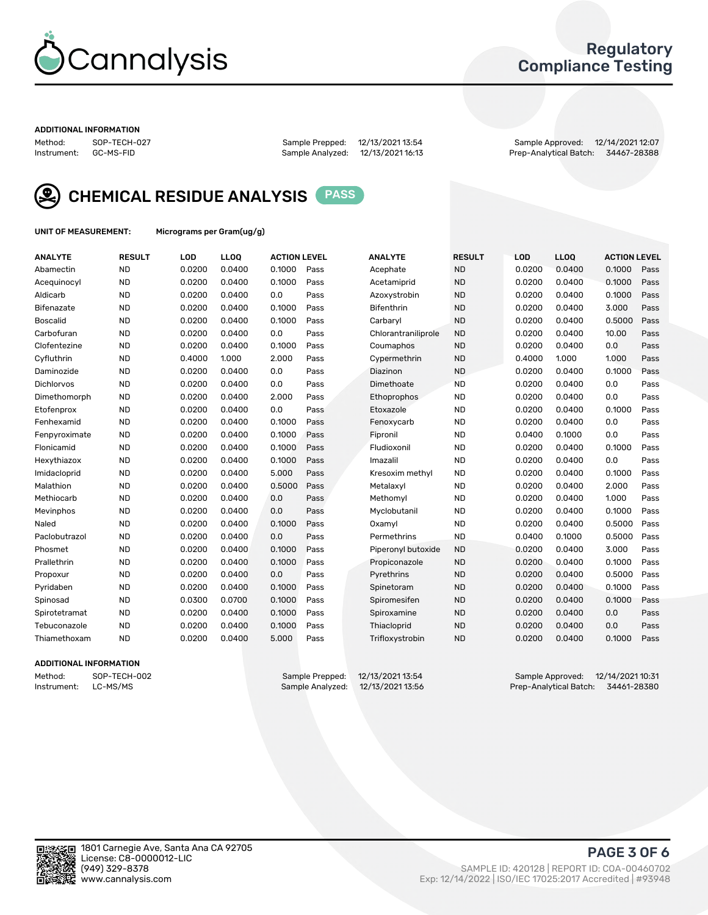# Regulatory Compliance Testing

## ADDITIONAL INFORMATION

Method: SOP-TECH-027
Instrument: GC-MS-FID

Sample Prepped: 12/13/2021 13:54
Sample Analyzed: 12/13/2021 16:13

Sample Approved: 12/14/2021 12:07
Prep-Analytical Batch: 34467-28388

## CHEMICAL RESIDUE ANALYSIS PASS

**UNIT OF MEASUREMENT:** Micrograms per Gram(ug/g)

| ANALYTE | RESULT | LOD | LLOQ | ACTION LEVEL | | ANALYTE | RESULT | LOD | LLOQ | ACTION LEVEL | |
|---|---|---|---|---|---|---|---|---|---|---|---|
| Abamectin | ND | 0.0200 | 0.0400 | 0.1000 | Pass | Acephate | ND | 0.0200 | 0.0400 | 0.1000 | Pass |
| Acequinocyl | ND | 0.0200 | 0.0400 | 0.1000 | Pass | Acetamiprid | ND | 0.0200 | 0.0400 | 0.1000 | Pass |
| Aldicarb | ND | 0.0200 | 0.0400 | 0.0 | Pass | Azoxystrobin | ND | 0.0200 | 0.0400 | 0.1000 | Pass |
| Bifenazate | ND | 0.0200 | 0.0400 | 0.1000 | Pass | Bifenthrin | ND | 0.0200 | 0.0400 | 3.000 | Pass |
| Boscalid | ND | 0.0200 | 0.0400 | 0.1000 | Pass | Carbaryl | ND | 0.0200 | 0.0400 | 0.5000 | Pass |
| Carbofuran | ND | 0.0200 | 0.0400 | 0.0 | Pass | Chlorantraniliprole | ND | 0.0200 | 0.0400 | 10.00 | Pass |
| Clofentezine | ND | 0.0200 | 0.0400 | 0.1000 | Pass | Coumaphos | ND | 0.0200 | 0.0400 | 0.0 | Pass |
| Cyfluthrin | ND | 0.4000 | 1.000 | 2.000 | Pass | Cypermethrin | ND | 0.4000 | 1.000 | 1.000 | Pass |
| Daminozide | ND | 0.0200 | 0.0400 | 0.0 | Pass | Diazinon | ND | 0.0200 | 0.0400 | 0.1000 | Pass |
| Dichlorvos | ND | 0.0200 | 0.0400 | 0.0 | Pass | Dimethoate | ND | 0.0200 | 0.0400 | 0.0 | Pass |
| Dimethomorph | ND | 0.0200 | 0.0400 | 2.000 | Pass | Ethoprophos | ND | 0.0200 | 0.0400 | 0.0 | Pass |
| Etofenprox | ND | 0.0200 | 0.0400 | 0.0 | Pass | Etoxazole | ND | 0.0200 | 0.0400 | 0.1000 | Pass |
| Fenhexamid | ND | 0.0200 | 0.0400 | 0.1000 | Pass | Fenoxycarb | ND | 0.0200 | 0.0400 | 0.0 | Pass |
| Fenpyroximate | ND | 0.0200 | 0.0400 | 0.1000 | Pass | Fipronil | ND | 0.0400 | 0.1000 | 0.0 | Pass |
| Flonicamid | ND | 0.0200 | 0.0400 | 0.1000 | Pass | Fludioxonil | ND | 0.0200 | 0.0400 | 0.1000 | Pass |
| Hexythiazox | ND | 0.0200 | 0.0400 | 0.1000 | Pass | Imazalil | ND | 0.0200 | 0.0400 | 0.0 | Pass |
| Imidacloprid | ND | 0.0200 | 0.0400 | 5.000 | Pass | Kresoxim methyl | ND | 0.0200 | 0.0400 | 0.1000 | Pass |
| Malathion | ND | 0.0200 | 0.0400 | 0.5000 | Pass | Metalaxyl | ND | 0.0200 | 0.0400 | 2.000 | Pass |
| Methiocarb | ND | 0.0200 | 0.0400 | 0.0 | Pass | Methomyl | ND | 0.0200 | 0.0400 | 1.000 | Pass |
| Mevinphos | ND | 0.0200 | 0.0400 | 0.0 | Pass | Myclobutanil | ND | 0.0200 | 0.0400 | 0.1000 | Pass |
| Naled | ND | 0.0200 | 0.0400 | 0.1000 | Pass | Oxamyl | ND | 0.0200 | 0.0400 | 0.5000 | Pass |
| Paclobutrazol | ND | 0.0200 | 0.0400 | 0.0 | Pass | Permethrins | ND | 0.0400 | 0.1000 | 0.5000 | Pass |
| Phosmet | ND | 0.0200 | 0.0400 | 0.1000 | Pass | Piperonyl butoxide | ND | 0.0200 | 0.0400 | 3.000 | Pass |
| Prallethrin | ND | 0.0200 | 0.0400 | 0.1000 | Pass | Propiconazole | ND | 0.0200 | 0.0400 | 0.1000 | Pass |
| Propoxur | ND | 0.0200 | 0.0400 | 0.0 | Pass | Pyrethrins | ND | 0.0200 | 0.0400 | 0.5000 | Pass |
| Pyridaben | ND | 0.0200 | 0.0400 | 0.1000 | Pass | Spinetoram | ND | 0.0200 | 0.0400 | 0.1000 | Pass |
| Spinosad | ND | 0.0300 | 0.0700 | 0.1000 | Pass | Spiromesifen | ND | 0.0200 | 0.0400 | 0.1000 | Pass |
| Spirotetramat | ND | 0.0200 | 0.0400 | 0.1000 | Pass | Spiroxamine | ND | 0.0200 | 0.0400 | 0.0 | Pass |
| Tebuconazole | ND | 0.0200 | 0.0400 | 0.1000 | Pass | Thiacloprid | ND | 0.0200 | 0.0400 | 0.0 | Pass |
| Thiamethoxam | ND | 0.0200 | 0.0400 | 5.000 | Pass | Trifloxystrobin | ND | 0.0200 | 0.0400 | 0.1000 | Pass |

## ADDITIONAL INFORMATION

Method: SOP-TECH-002
Instrument: LC-MS/MS

Sample Prepped: 12/13/2021 13:54
Sample Analyzed: 12/13/2021 13:56

Sample Approved: 12/14/2021 10:31
Prep-Analytical Batch: 34461-28380

1801 Carnegie Ave, Santa Ana CA 92705
License: C8-0000012-LIC
(949) 329-8378
www.cannalysis.com

SAMPLE ID: 420128 | REPORT ID: COA-00460702
Exp: 12/14/2022 | ISO/IEC 17025:2017 Accredited | #93948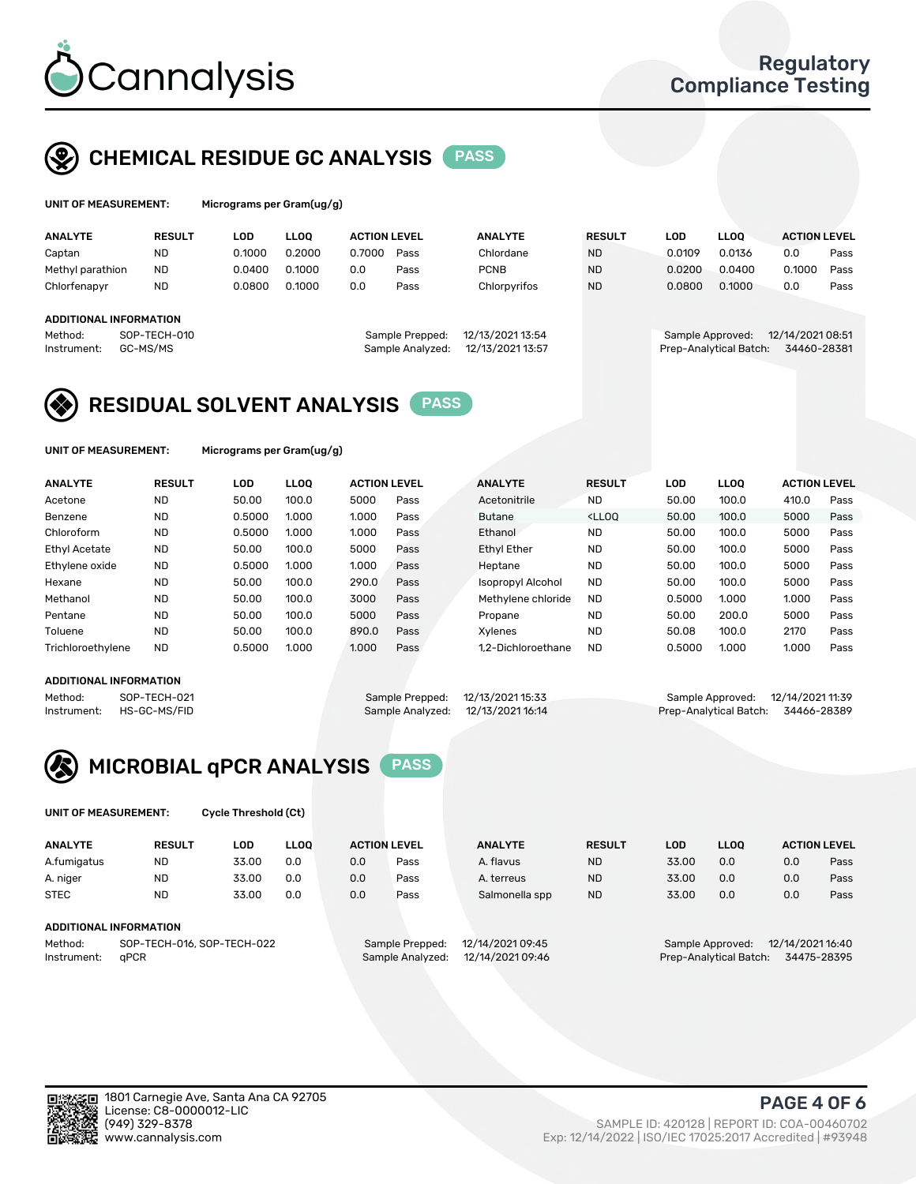# Cannalysis

Regulatory Compliance Testing

## CHEMICAL RESIDUE GC ANALYSIS PASS

**UNIT OF MEASUREMENT:** Micrograms per Gram(ug/g)

| ANALYTE | RESULT | LOD | LLOQ | ACTION LEVEL | | ANALYTE | RESULT | LOD | LLOQ | ACTION LEVEL | |
|---|---|---|---|---|---|---|---|---|---|---|---|
| Captan | ND | 0.1000 | 0.2000 | 0.7000 | Pass | Chlordane | ND | 0.0109 | 0.0136 | 0.0 | Pass |
| Methyl parathion | ND | 0.0400 | 0.1000 | 0.0 | Pass | PCNB | ND | 0.0200 | 0.0400 | 0.1000 | Pass |
| Chlorfenapyr | ND | 0.0800 | 0.1000 | 0.0 | Pass | Chlorpyrifos | ND | 0.0800 | 0.1000 | 0.0 | Pass |

**ADDITIONAL INFORMATION**

Method: SOP-TECH-010
Instrument: GC-MS/MS
Sample Prepped: 12/13/2021 13:54
Sample Analyzed: 12/13/2021 13:57
Sample Approved: 12/14/2021 08:51
Prep-Analytical Batch: 34460-28381

## RESIDUAL SOLVENT ANALYSIS PASS

**UNIT OF MEASUREMENT:** Micrograms per Gram(ug/g)

| ANALYTE | RESULT | LOD | LLOQ | ACTION LEVEL | | ANALYTE | RESULT | LOD | LLOQ | ACTION LEVEL | |
|---|---|---|---|---|---|---|---|---|---|---|---|
| Acetone | ND | 50.00 | 100.0 | 5000 | Pass | Acetonitrile | ND | 50.00 | 100.0 | 410.0 | Pass |
| Benzene | ND | 0.5000 | 1.000 | 1.000 | Pass | Butane | <LLOQ | 50.00 | 100.0 | 5000 | Pass |
| Chloroform | ND | 0.5000 | 1.000 | 1.000 | Pass | Ethanol | ND | 50.00 | 100.0 | 5000 | Pass |
| Ethyl Acetate | ND | 50.00 | 100.0 | 5000 | Pass | Ethyl Ether | ND | 50.00 | 100.0 | 5000 | Pass |
| Ethylene oxide | ND | 0.5000 | 1.000 | 1.000 | Pass | Heptane | ND | 50.00 | 100.0 | 5000 | Pass |
| Hexane | ND | 50.00 | 100.0 | 290.0 | Pass | Isopropyl Alcohol | ND | 50.00 | 100.0 | 5000 | Pass |
| Methanol | ND | 50.00 | 100.0 | 3000 | Pass | Methylene chloride | ND | 0.5000 | 1.000 | 1.000 | Pass |
| Pentane | ND | 50.00 | 100.0 | 5000 | Pass | Propane | ND | 50.00 | 200.0 | 5000 | Pass |
| Toluene | ND | 50.00 | 100.0 | 890.0 | Pass | Xylenes | ND | 50.08 | 100.0 | 2170 | Pass |
| Trichloroethylene | ND | 0.5000 | 1.000 | 1.000 | Pass | 1,2-Dichloroethane | ND | 0.5000 | 1.000 | 1.000 | Pass |

**ADDITIONAL INFORMATION**

Method: SOP-TECH-021
Instrument: HS-GC-MS/FID
Sample Prepped: 12/13/2021 15:33
Sample Analyzed: 12/13/2021 16:14
Sample Approved: 12/14/2021 11:39
Prep-Analytical Batch: 34466-28389

## MICROBIAL qPCR ANALYSIS PASS

**UNIT OF MEASUREMENT:** Cycle Threshold (Ct)

| ANALYTE | RESULT | LOD | LLOQ | ACTION LEVEL | | ANALYTE | RESULT | LOD | LLOQ | ACTION LEVEL | |
|---|---|---|---|---|---|---|---|---|---|---|---|
| A.fumigatus | ND | 33.00 | 0.0 | 0.0 | Pass | A. flavus | ND | 33.00 | 0.0 | 0.0 | Pass |
| A. niger | ND | 33.00 | 0.0 | 0.0 | Pass | A. terreus | ND | 33.00 | 0.0 | 0.0 | Pass |
| STEC | ND | 33.00 | 0.0 | 0.0 | Pass | Salmonella spp | ND | 33.00 | 0.0 | 0.0 | Pass |

**ADDITIONAL INFORMATION**

Method: SOP-TECH-016, SOP-TECH-022
Instrument: qPCR
Sample Prepped: 12/14/2021 09:45
Sample Analyzed: 12/14/2021 09:46
Sample Approved: 12/14/2021 16:40
Prep-Analytical Batch: 34475-28395

1801 Carnegie Ave, Santa Ana CA 92705
License: C8-0000012-LIC
(949) 329-8378
www.cannalysis.com

SAMPLE ID: 420128 | REPORT ID: COA-00460702
Exp: 12/14/2022 | ISO/IEC 17025:2017 Accredited | #93948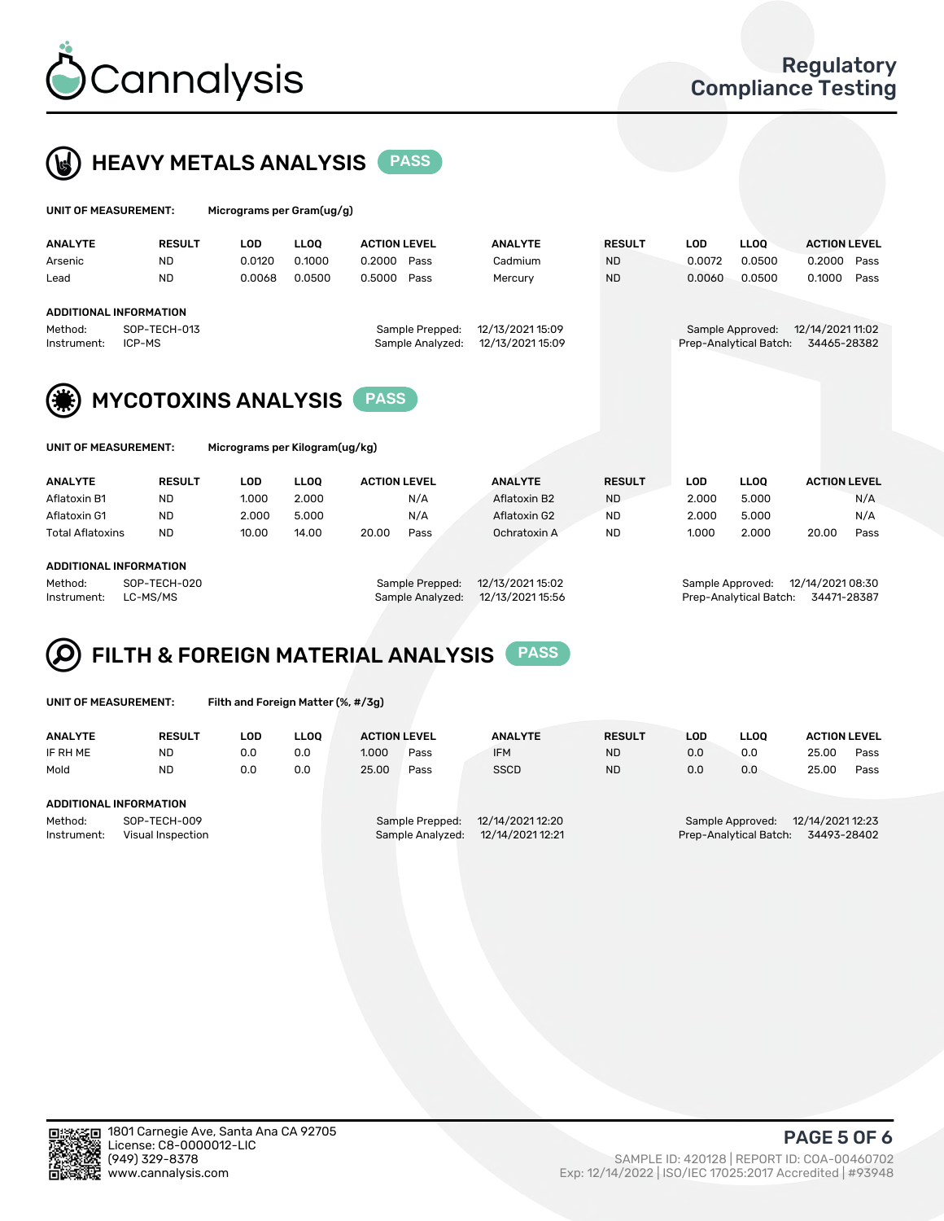# Cannalysis

## Regulatory Compliance Testing

## HEAVY METALS ANALYSIS PASS

**UNIT OF MEASUREMENT:** Micrograms per Gram(ug/g)

| ANALYTE | RESULT | LOD | LLOQ | ACTION LEVEL | | ANALYTE | RESULT | LOD | LLOQ | ACTION LEVEL | |
|---|---|---|---|---|---|---|---|---|---|---|---|
| Arsenic | ND | 0.0120 | 0.1000 | 0.2000 | Pass | Cadmium | ND | 0.0072 | 0.0500 | 0.2000 | Pass |
| Lead | ND | 0.0068 | 0.0500 | 0.5000 | Pass | Mercury | ND | 0.0060 | 0.0500 | 0.1000 | Pass |

**ADDITIONAL INFORMATION**

Method: SOP-TECH-013
Instrument: ICP-MS
Sample Prepped: 12/13/2021 15:09
Sample Analyzed: 12/13/2021 15:09
Sample Approved: 12/14/2021 11:02
Prep-Analytical Batch: 34465-28382

## MYCOTOXINS ANALYSIS PASS

**UNIT OF MEASUREMENT:** Micrograms per Kilogram(ug/kg)

| ANALYTE | RESULT | LOD | LLOQ | ACTION LEVEL | | ANALYTE | RESULT | LOD | LLOQ | ACTION LEVEL | |
|---|---|---|---|---|---|---|---|---|---|---|---|
| Aflatoxin B1 | ND | 1.000 | 2.000 | | N/A | Aflatoxin B2 | ND | 2.000 | 5.000 | | N/A |
| Aflatoxin G1 | ND | 2.000 | 5.000 | | N/A | Aflatoxin G2 | ND | 2.000 | 5.000 | | N/A |
| Total Aflatoxins | ND | 10.00 | 14.00 | 20.00 | Pass | Ochratoxin A | ND | 1.000 | 2.000 | 20.00 | Pass |

**ADDITIONAL INFORMATION**

Method: SOP-TECH-020
Instrument: LC-MS/MS
Sample Prepped: 12/13/2021 15:02
Sample Analyzed: 12/13/2021 15:56
Sample Approved: 12/14/2021 08:30
Prep-Analytical Batch: 34471-28387

## FILTH & FOREIGN MATERIAL ANALYSIS PASS

**UNIT OF MEASUREMENT:** Filth and Foreign Matter (%, #/3g)

| ANALYTE | RESULT | LOD | LLOQ | ACTION LEVEL | | ANALYTE | RESULT | LOD | LLOQ | ACTION LEVEL | |
|---|---|---|---|---|---|---|---|---|---|---|---|
| IF RH ME | ND | 0.0 | 0.0 | 1.000 | Pass | IFM | ND | 0.0 | 0.0 | 25.00 | Pass |
| Mold | ND | 0.0 | 0.0 | 25.00 | Pass | SSCD | ND | 0.0 | 0.0 | 25.00 | Pass |

**ADDITIONAL INFORMATION**

Method: SOP-TECH-009
Instrument: Visual Inspection
Sample Prepped: 12/14/2021 12:20
Sample Analyzed: 12/14/2021 12:21
Sample Approved: 12/14/2021 12:23
Prep-Analytical Batch: 34493-28402

1801 Carnegie Ave, Santa Ana CA 92705
License: C8-0000012-LIC
(949) 329-8378
www.cannalysis.com

SAMPLE ID: 420128 | REPORT ID: COA-00460702
Exp: 12/14/2022 | ISO/IEC 17025:2017 Accredited | #93948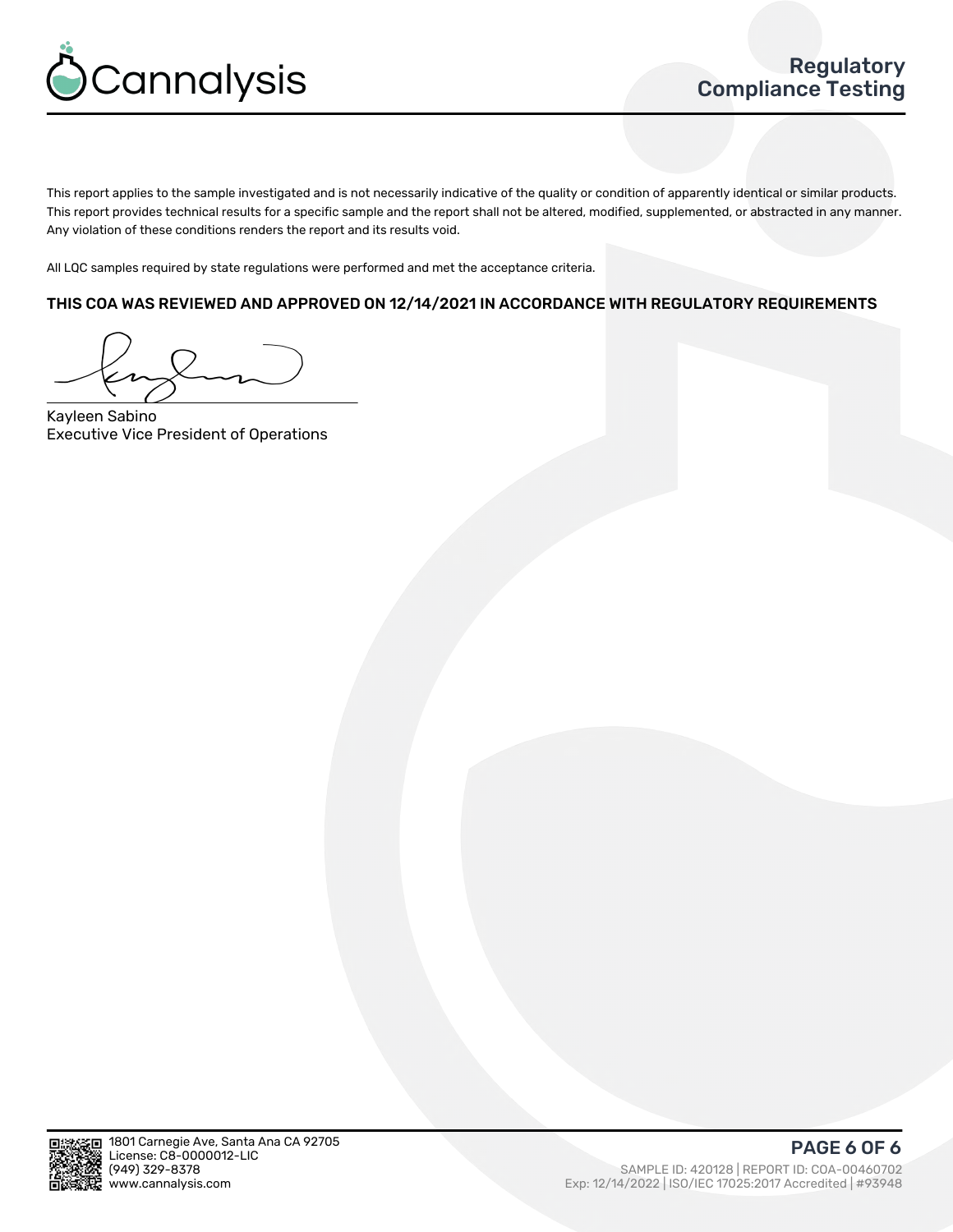This report applies to the sample investigated and is not necessarily indicative of the quality or condition of apparently identical or similar products. This report provides technical results for a specific sample and the report shall not be altered, modified, supplemented, or abstracted in any manner. Any violation of these conditions renders the report and its results void.

All LQC samples required by state regulations were performed and met the acceptance criteria.

**THIS COA WAS REVIEWED AND APPROVED ON 12/14/2021 IN ACCORDANCE WITH REGULATORY REQUIREMENTS**

Kayleen Sabino
Executive Vice President of Operations